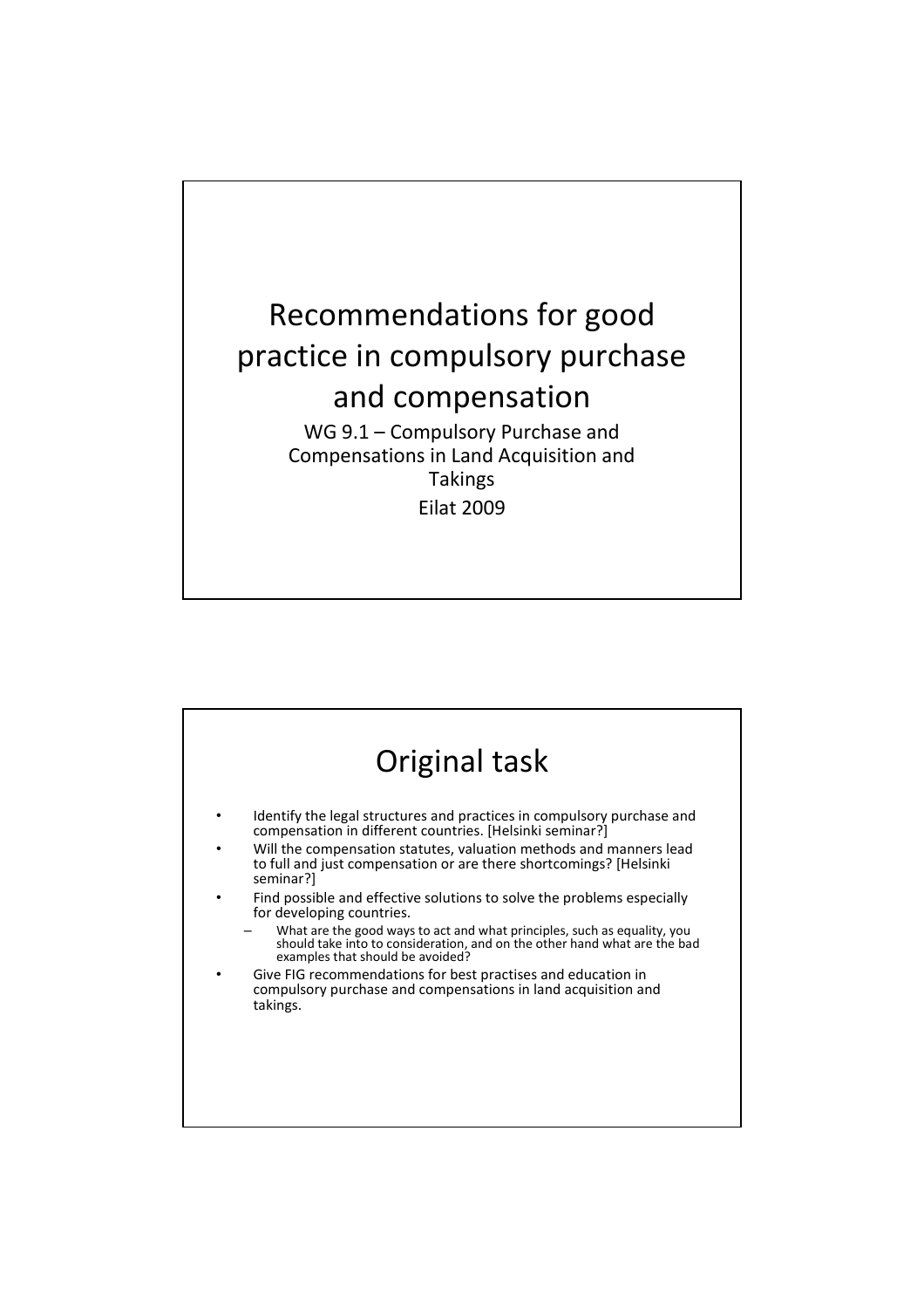# Recommendations for good practice in compulsory purchase and compensation

WG 9.1 – Compulsory Purchase and Compensations in Land Acquisition and Takings

Eilat 2009

## Original task

- Identify the legal structures and practices in compulsory purchase and compensation in different countries. [Helsinki seminar?]
- Will the compensation statutes, valuation methods and manners lead to full and just compensation or are there shortcomings? [Helsinki seminar?]
- Find possible and effective solutions to solve the problems especially for developing countries.
  - What are the good ways to act and what principles, such as equality, you should take into to consideration, and on the other hand what are the bad examples that should be avoided?
- Give FIG recommendations for best practises and education in compulsory purchase and compensations in land acquisition and takings.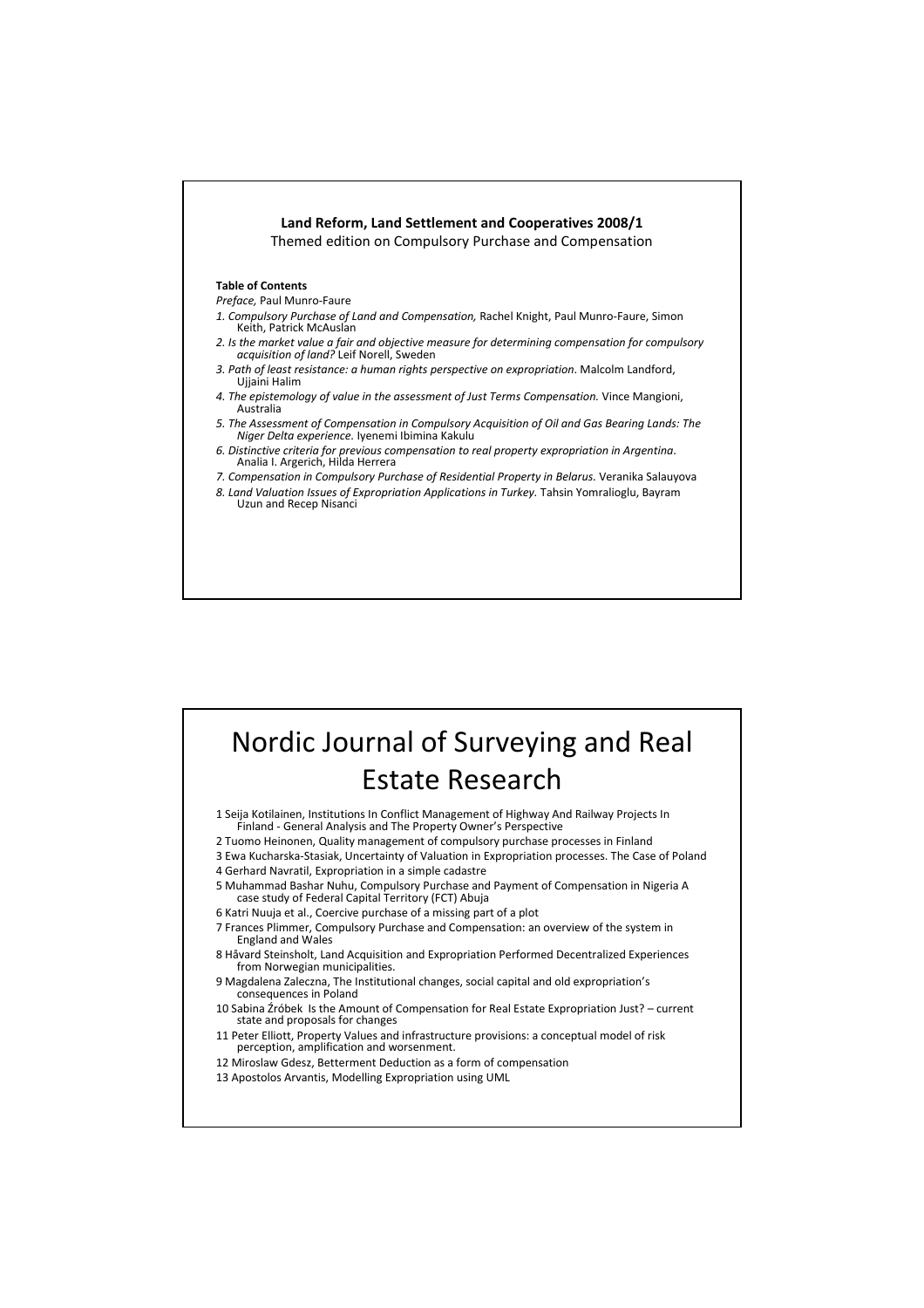**Land Reform, Land Settlement and Cooperatives 2008/1**

Themed edition on Compulsory Purchase and Compensation

**Table of Contents**

*Preface,* Paul Munro-Faure

1. *Compulsory Purchase of Land and Compensation,* Rachel Knight, Paul Munro-Faure, Simon Keith, Patrick McAuslan
2. *Is the market value a fair and objective measure for determining compensation for compulsory acquisition of land?* Leif Norell, Sweden
3. *Path of least resistance: a human rights perspective on expropriation*. Malcolm Landford, Ujjaini Halim
4. *The epistemology of value in the assessment of Just Terms Compensation.* Vince Mangioni, Australia
5. *The Assessment of Compensation in Compulsory Acquisition of Oil and Gas Bearing Lands: The Niger Delta experience.* Iyenemi Ibimina Kakulu
6. *Distinctive criteria for previous compensation to real property expropriation in Argentina*. Analia I. Argerich, Hilda Herrera
7. *Compensation in Compulsory Purchase of Residential Property in Belarus*. Veranika Salauyova
8. *Land Valuation Issues of Expropriation Applications in Turkey.* Tahsin Yomralioglu, Bayram Uzun and Recep Nisanci

# Nordic Journal of Surveying and Real Estate Research

1 Seija Kotilainen, Institutions In Conflict Management of Highway And Railway Projects In Finland - General Analysis and The Property Owner's Perspective

2 Tuomo Heinonen, Quality management of compulsory purchase processes in Finland

3 Ewa Kucharska-Stasiak, Uncertainty of Valuation in Expropriation processes. The Case of Poland

4 Gerhard Navratil, Expropriation in a simple cadastre

5 Muhammad Bashar Nuhu, Compulsory Purchase and Payment of Compensation in Nigeria A case study of Federal Capital Territory (FCT) Abuja

6 Katri Nuuja et al., Coercive purchase of a missing part of a plot

7 Frances Plimmer, Compulsory Purchase and Compensation: an overview of the system in England and Wales

8 Håvard Steinsholt, Land Acquisition and Expropriation Performed Decentralized Experiences from Norwegian municipalities.

9 Magdalena Zaleczna, The Institutional changes, social capital and old expropriation's consequences in Poland

10 Sabina Źróbek Is the Amount of Compensation for Real Estate Expropriation Just? – current state and proposals for changes

11 Peter Elliott, Property Values and infrastructure provisions: a conceptual model of risk perception, amplification and worsenment.

12 Miroslaw Gdesz, Betterment Deduction as a form of compensation

13 Apostolos Arvantis, Modelling Expropriation using UML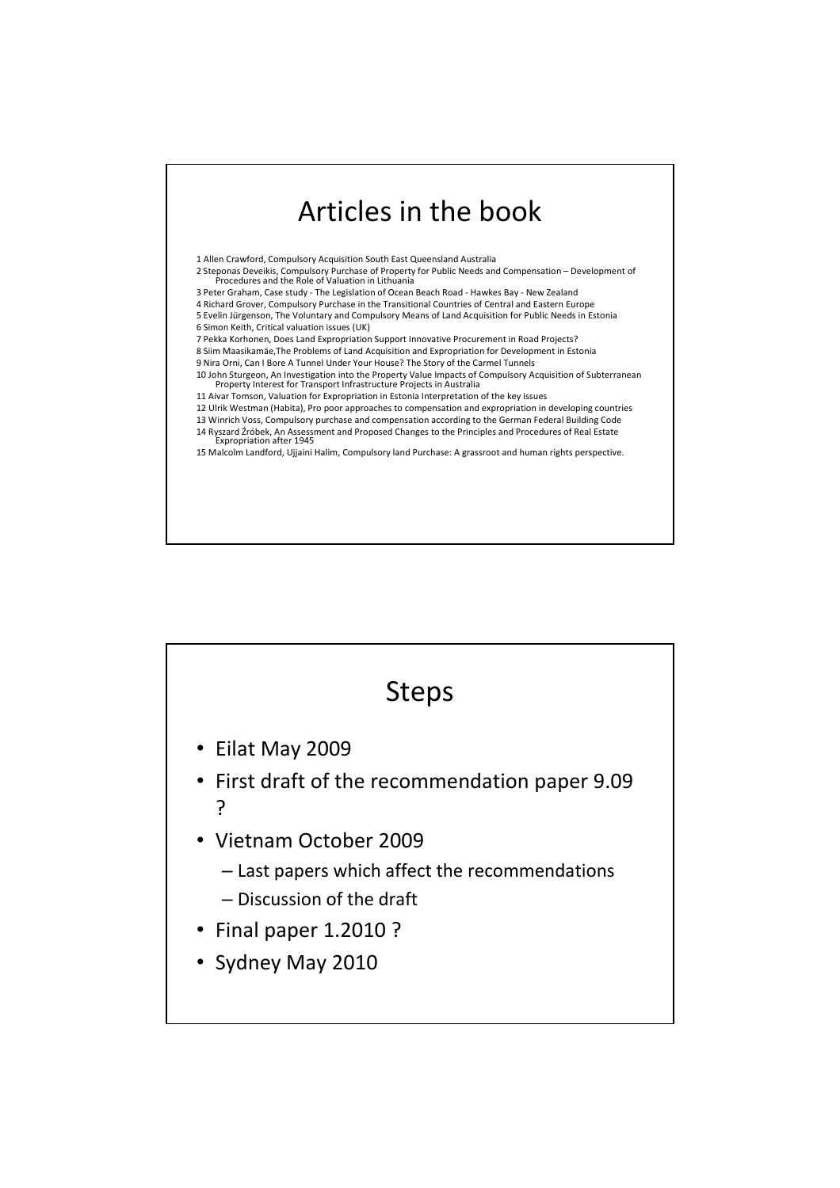# Articles in the book

1 Allen Crawford, Compulsory Acquisition South East Queensland Australia
2 Steponas Deveikis, Compulsory Purchase of Property for Public Needs and Compensation – Development of Procedures and the Role of Valuation in Lithuania
3 Peter Graham, Case study - The Legislation of Ocean Beach Road - Hawkes Bay - New Zealand
4 Richard Grover, Compulsory Purchase in the Transitional Countries of Central and Eastern Europe
5 Evelin Jürgenson, The Voluntary and Compulsory Means of Land Acquisition for Public Needs in Estonia
6 Simon Keith, Critical valuation issues (UK)
7 Pekka Korhonen, Does Land Expropriation Support Innovative Procurement in Road Projects?
8 Siim Maasikamäe,The Problems of Land Acquisition and Expropriation for Development in Estonia
9 Nira Orni, Can I Bore A Tunnel Under Your House? The Story of the Carmel Tunnels
10 John Sturgeon, An Investigation into the Property Value Impacts of Compulsory Acquisition of Subterranean Property Interest for Transport Infrastructure Projects in Australia
11 Aivar Tomson, Valuation for Expropriation in Estonia Interpretation of the key issues
12 Ulrik Westman (Habita), Pro poor approaches to compensation and expropriation in developing countries
13 Winrich Voss, Compulsory purchase and compensation according to the German Federal Building Code
14 Ryszard Źróbek, An Assessment and Proposed Changes to the Principles and Procedures of Real Estate Expropriation after 1945
15 Malcolm Landford, Ujjaini Halim, Compulsory land Purchase: A grassroot and human rights perspective.

# Steps

- Eilat May 2009
- First draft of the recommendation paper 9.09 ?
- Vietnam October 2009
  - Last papers which affect the recommendations
  - Discussion of the draft
- Final paper 1.2010 ?
- Sydney May 2010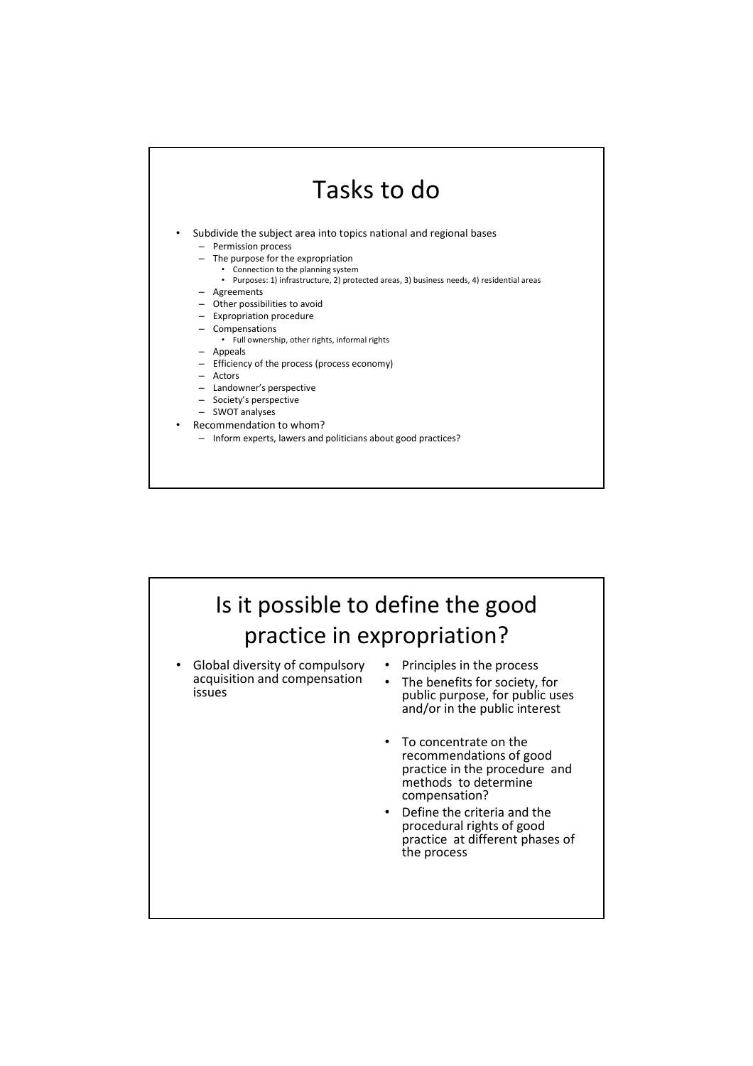# Tasks to do

- Subdivide the subject area into topics national and regional bases
  - Permission process
  - The purpose for the expropriation
    - Connection to the planning system
    - Purposes: 1) infrastructure, 2) protected areas, 3) business needs, 4) residential areas
  - Agreements
  - Other possibilities to avoid
  - Expropriation procedure
  - Compensations
    - Full ownership, other rights, informal rights
  - Appeals
  - Efficiency of the process (process economy)
  - Actors
  - Landowner's perspective
  - Society's perspective
  - SWOT analyses
- Recommendation to whom?
  - Inform experts, lawers and politicians about good practices?

# Is it possible to define the good practice in expropriation?

- Global diversity of compulsory acquisition and compensation issues

- Principles in the process
- The benefits for society, for public purpose, for public uses and/or in the public interest

- To concentrate on the recommendations of good practice in the procedure and methods to determine compensation?
- Define the criteria and the procedural rights of good practice at different phases of the process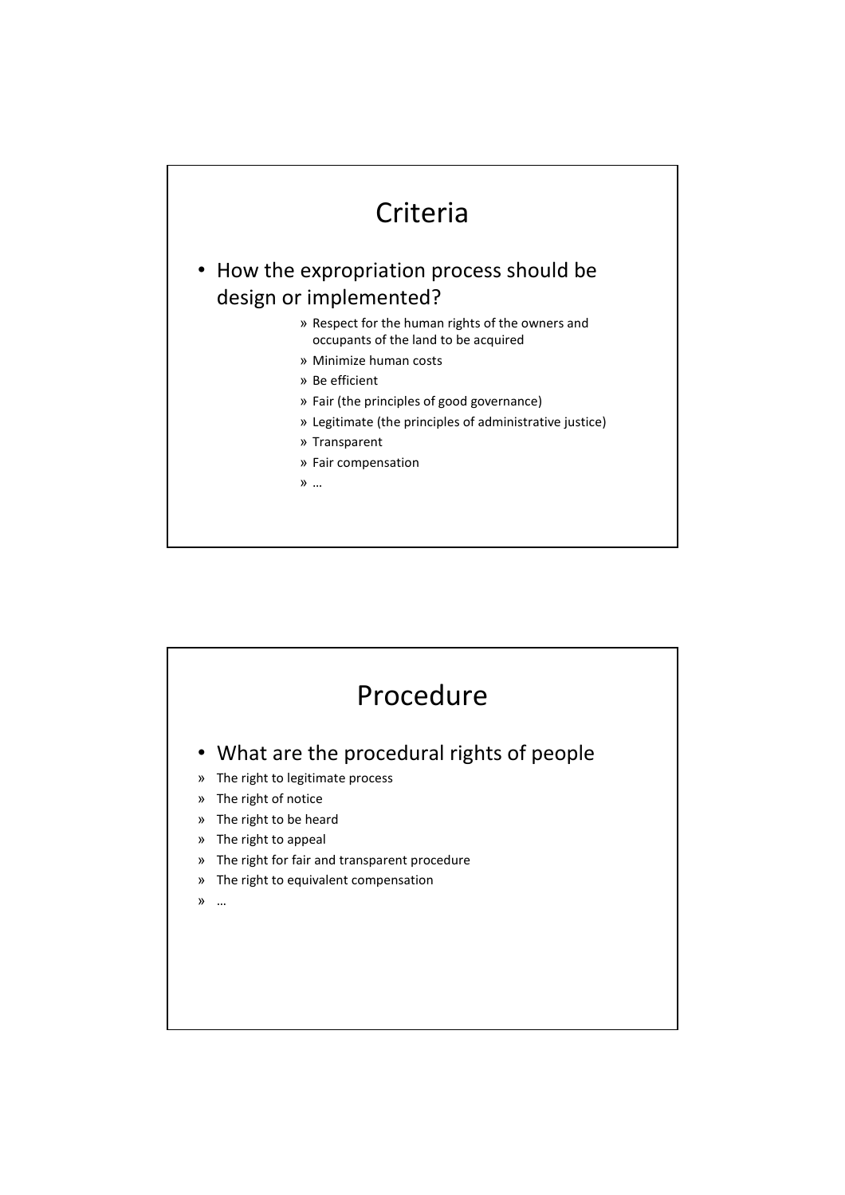# Criteria

- How the expropriation process should be design or implemented?
    - » Respect for the human rights of the owners and occupants of the land to be acquired
    - » Minimize human costs
    - » Be efficient
    - » Fair (the principles of good governance)
    - » Legitimate (the principles of administrative justice)
    - » Transparent
    - » Fair compensation
    - » …

# Procedure

- What are the procedural rights of people

» The right to legitimate process

» The right of notice

» The right to be heard

» The right to appeal

» The right for fair and transparent procedure

» The right to equivalent compensation

» …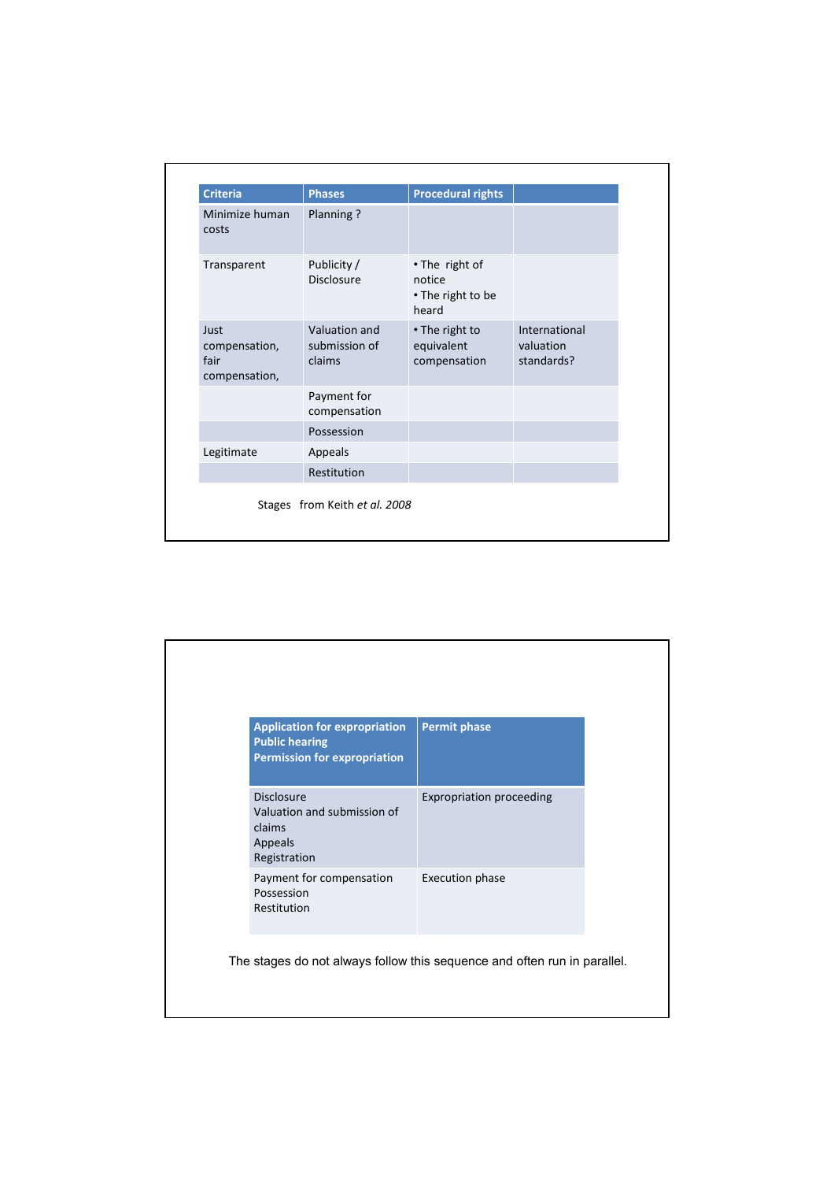| Criteria | Phases | Procedural rights | |
|---|---|---|---|
| Minimize human costs | Planning ? | | |
| Transparent | Publicity / Disclosure | • The right of notice<br>• The right to be heard | |
| Just compensation, fair compensation, | Valuation and submission of claims | • The right to equivalent compensation | International valuation standards? |
| | Payment for compensation | | |
| | Possession | | |
| Legitimate | Appeals | | |
| | Restitution | | |

Stages from Keith *et al. 2008*

| Application for expropriation<br>Public hearing<br>Permission for expropriation | Permit phase |
|---|---|
| Disclosure<br>Valuation and submission of claims<br>Appeals<br>Registration | Expropriation proceeding |
| Payment for compensation<br>Possession<br>Restitution | Execution phase |

The stages do not always follow this sequence and often run in parallel.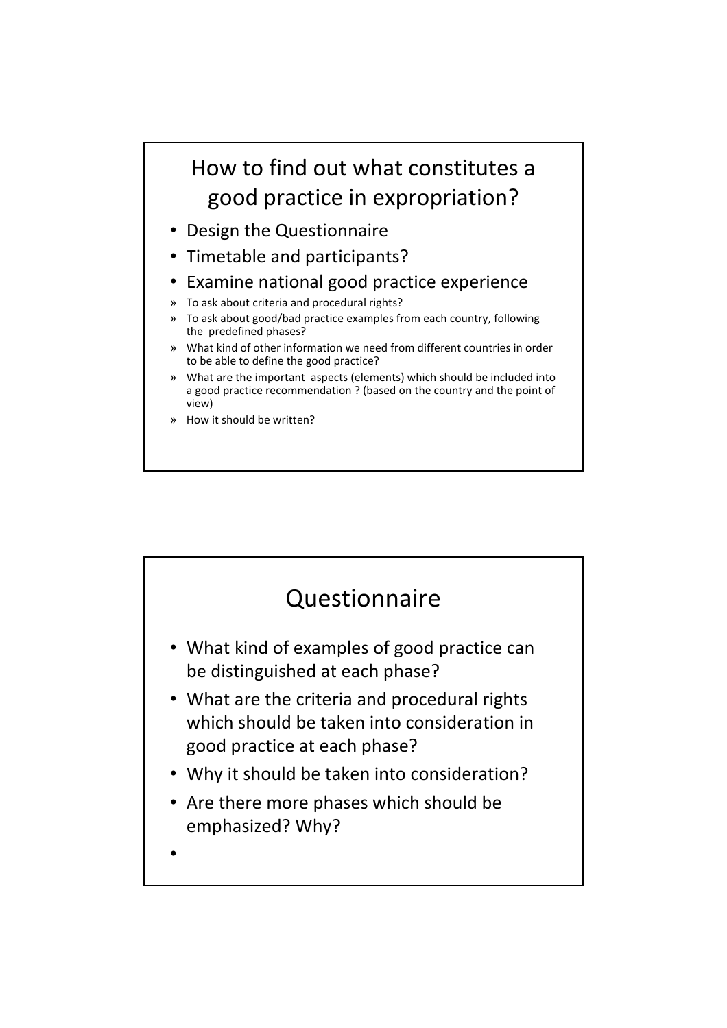## How to find out what constitutes a good practice in expropriation?

- Design the Questionnaire
- Timetable and participants?
- Examine national good practice experience
  - » To ask about criteria and procedural rights?
  - » To ask about good/bad practice examples from each country, following the predefined phases?
  - » What kind of other information we need from different countries in order to be able to define the good practice?
  - » What are the important aspects (elements) which should be included into a good practice recommendation ? (based on the country and the point of view)
  - » How it should be written?

## Questionnaire

- What kind of examples of good practice can be distinguished at each phase?
- What are the criteria and procedural rights which should be taken into consideration in good practice at each phase?
- Why it should be taken into consideration?
- Are there more phases which should be emphasized? Why?
-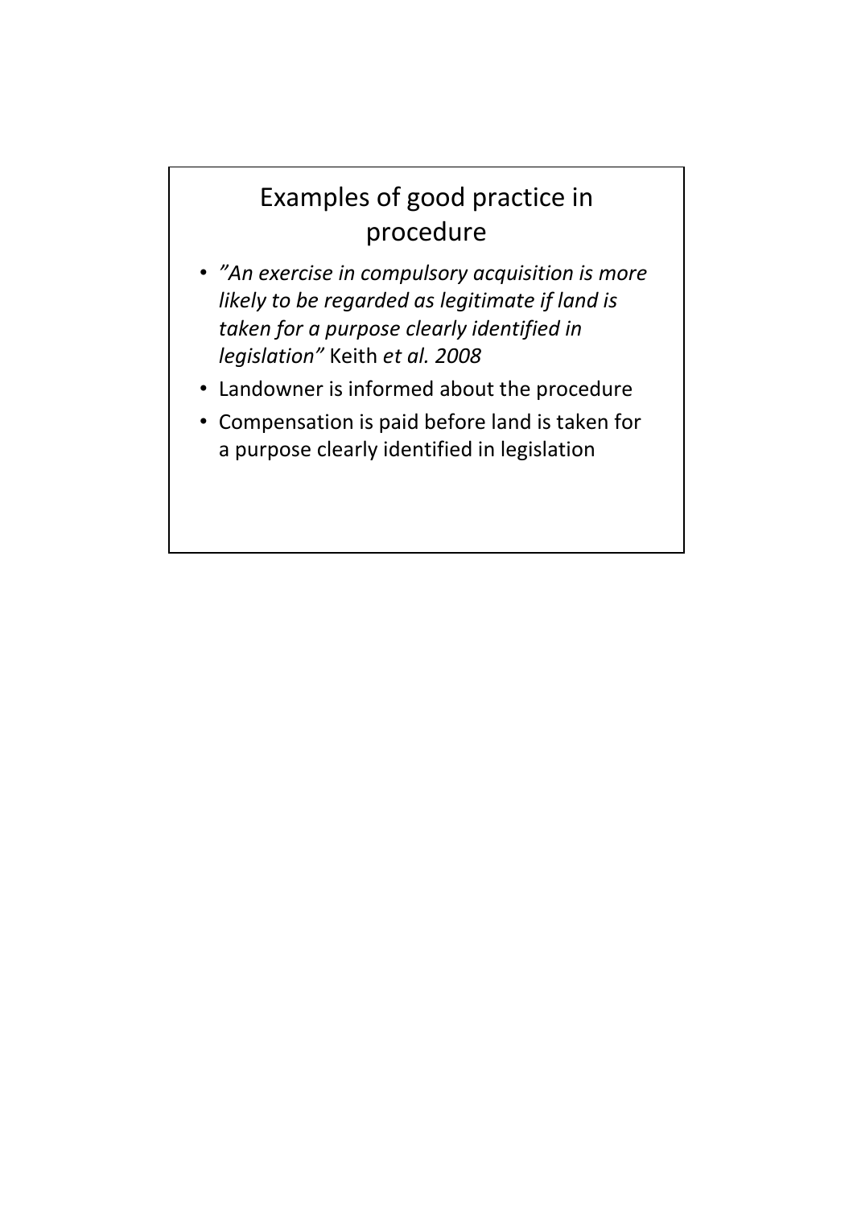## Examples of good practice in procedure

- *"An exercise in compulsory acquisition is more likely to be regarded as legitimate if land is taken for a purpose clearly identified in legislation"* Keith *et al. 2008*
- Landowner is informed about the procedure
- Compensation is paid before land is taken for a purpose clearly identified in legislation